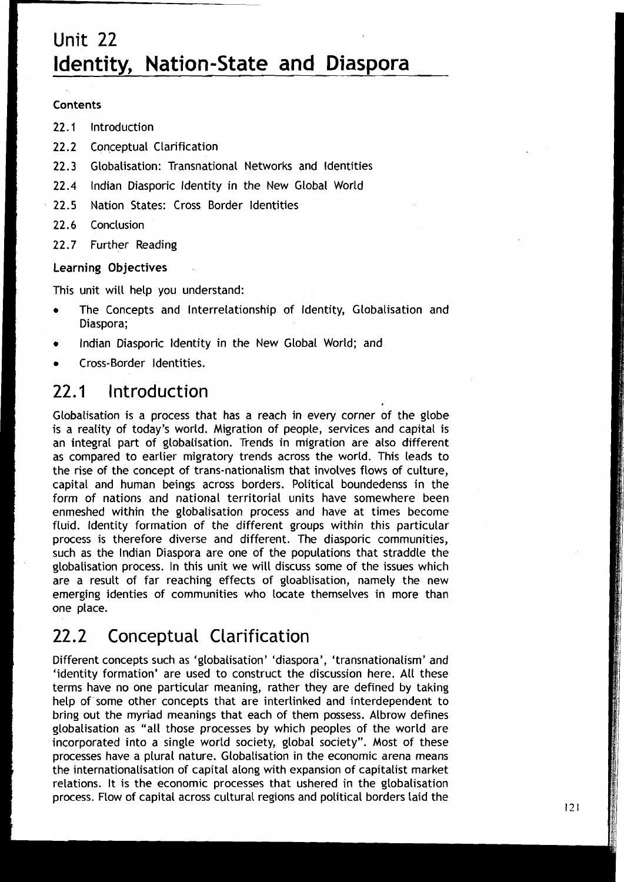# Unit 22
# Identity, Nation-State and Diaspora

**Contents**

22.1 Introduction

22.2 Conceptual Clarification

22.3 Globalisation: Transnational Networks and Identities

22.4 Indian Diasporic Identity in the New Global World

22.5 Nation States: Cross Border Identities

22.6 Conclusion

22.7 Further Reading

**Learning Objectives**

This unit will help you understand:

- The Concepts and Interrelationship of Identity, Globalisation and Diaspora;
- Indian Diasporic Identity in the New Global World; and
- Cross-Border Identities.

## 22.1 Introduction

Globalisation is a process that has a reach in every corner of the globe is a reality of today's world. Migration of people, services and capital is an integral part of globalisation. Trends in migration are also different as compared to earlier migratory trends across the world. This leads to the rise of the concept of trans-nationalism that involves flows of culture, capital and human beings across borders. Political boundedenss in the form of nations and national territorial units have somewhere been enmeshed within the globalisation process and have at times become fluid. Identity formation of the different groups within this particular process is therefore diverse and different. The diasporic communities, such as the Indian Diaspora are one of the populations that straddle the globalisation process. In this unit we will discuss some of the issues which are a result of far reaching effects of gloablisation, namely the new emerging identies of communities who locate themselves in more than one place.

## 22.2 Conceptual Clarification

Different concepts such as 'globalisation' 'diaspora', 'transnationalism' and 'identity formation' are used to construct the discussion here. All these terms have no one particular meaning, rather they are defined by taking help of some other concepts that are interlinked and interdependent to bring out the myriad meanings that each of them possess. Albrow defines globalisation as "all those processes by which peoples of the world are incorporated into a single world society, global society". Most of these processes have a plural nature. Globalisation in the economic arena means the internationalisation of capital along with expansion of capitalist market relations. It is the economic processes that ushered in the globalisation process. Flow of capital across cultural regions and political borders laid the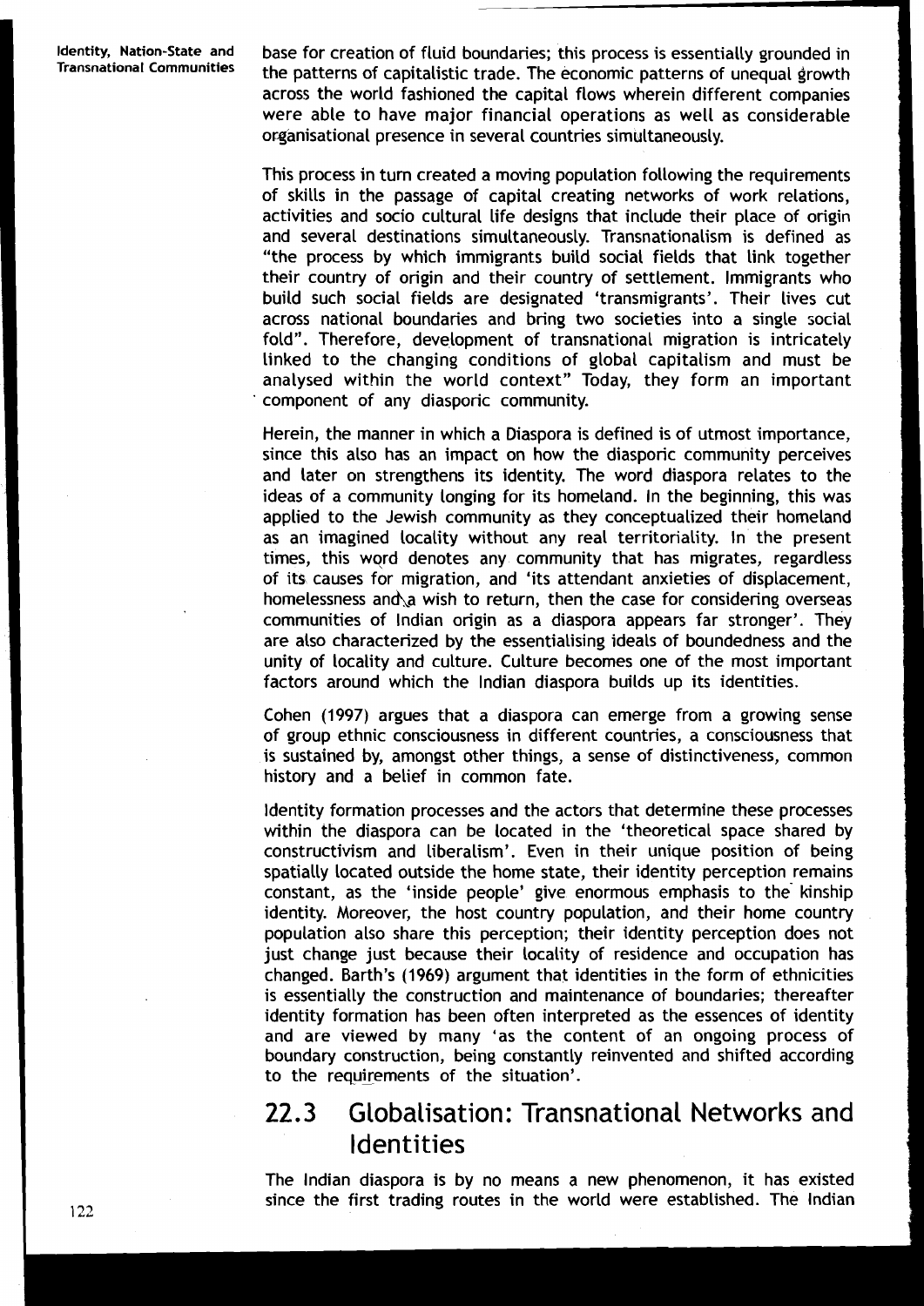base for creation of fluid boundaries; this process is essentially grounded in the patterns of capitalistic trade. The economic patterns of unequal growth across the world fashioned the capital flows wherein different companies were able to have major financial operations as well as considerable organisational presence in several countries simultaneously.

This process in turn created a moving population following the requirements of skills in the passage of capital creating networks of work relations, activities and socio cultural life designs that include their place of origin and several destinations simultaneously. Transnationalism is defined as "the process by which immigrants build social fields that link together their country of origin and their country of settlement. Immigrants who build such social fields are designated 'transmigrants'. Their lives cut across national boundaries and bring two societies into a single social fold". Therefore, development of transnational migration is intricately linked to the changing conditions of global capitalism and must be analysed within the world context" Today, they form an important component of any diasporic community.

Herein, the manner in which a Diaspora is defined is of utmost importance, since this also has an impact on how the diasporic community perceives and later on strengthens its identity. The word diaspora relates to the ideas of a community longing for its homeland. In the beginning, this was applied to the Jewish community as they conceptualized their homeland as an imagined locality without any real territoriality. In the present times, this word denotes any community that has migrates, regardless of its causes for migration, and 'its attendant anxieties of displacement, homelessness and a wish to return, then the case for considering overseas communities of Indian origin as a diaspora appears far stronger'. They are also characterized by the essentialising ideals of boundedness and the unity of locality and culture. Culture becomes one of the most important factors around which the Indian diaspora builds up its identities.

Cohen (1997) argues that a diaspora can emerge from a growing sense of group ethnic consciousness in different countries, a consciousness that is sustained by, amongst other things, a sense of distinctiveness, common history and a belief in common fate.

Identity formation processes and the actors that determine these processes within the diaspora can be located in the 'theoretical space shared by constructivism and liberalism'. Even in their unique position of being spatially located outside the home state, their identity perception remains constant, as the 'inside people' give enormous emphasis to the kinship identity. Moreover, the host country population, and their home country population also share this perception; their identity perception does not just change just because their locality of residence and occupation has changed. Barth's (1969) argument that identities in the form of ethnicities is essentially the construction and maintenance of boundaries; thereafter identity formation has been often interpreted as the essences of identity and are viewed by many 'as the content of an ongoing process of boundary construction, being constantly reinvented and shifted according to the requirements of the situation'.

## 22.3 Globalisation: Transnational Networks and Identities

The Indian diaspora is by no means a new phenomenon, it has existed since the first trading routes in the world were established. The Indian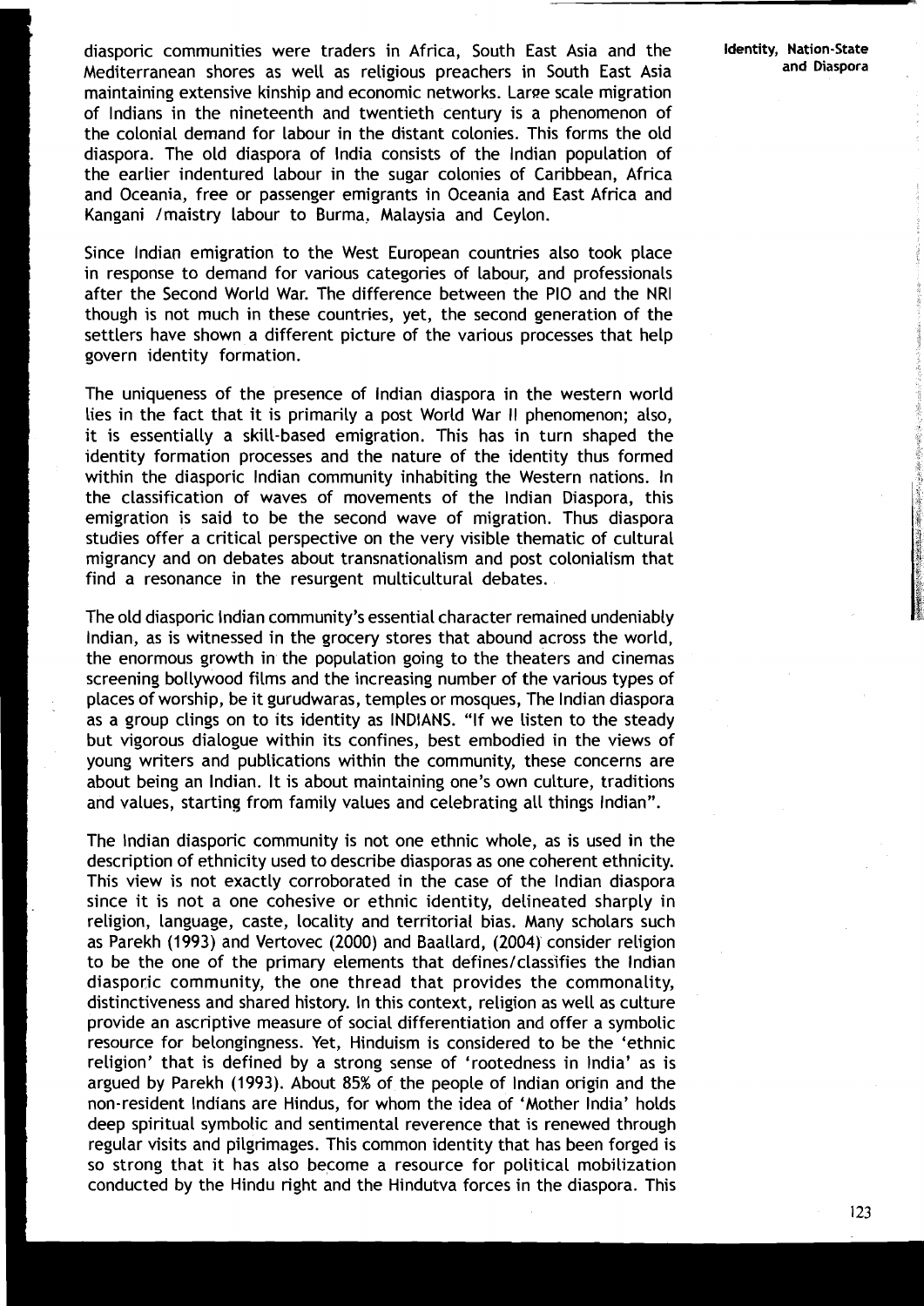diasporic communities were traders in Africa, South East Asia and the Mediterranean shores as well as religious preachers in South East Asia maintaining extensive kinship and economic networks. Large scale migration of Indians in the nineteenth and twentieth century is a phenomenon of the colonial demand for labour in the distant colonies. This forms the old diaspora. The old diaspora of India consists of the Indian population of the earlier indentured labour in the sugar colonies of Caribbean, Africa and Oceania, free or passenger emigrants in Oceania and East Africa and Kangani /maistry labour to Burma, Malaysia and Ceylon.

Since Indian emigration to the West European countries also took place in response to demand for various categories of labour, and professionals after the Second World War. The difference between the PIO and the NRI though is not much in these countries, yet, the second generation of the settlers have shown a different picture of the various processes that help govern identity formation.

The uniqueness of the presence of Indian diaspora in the western world lies in the fact that it is primarily a post World War II phenomenon; also, it is essentially a skill-based emigration. This has in turn shaped the identity formation processes and the nature of the identity thus formed within the diasporic Indian community inhabiting the Western nations. In the classification of waves of movements of the Indian Diaspora, this emigration is said to be the second wave of migration. Thus diaspora studies offer a critical perspective on the very visible thematic of cultural migrancy and on debates about transnationalism and post colonialism that find a resonance in the resurgent multicultural debates.

The old diasporic Indian community's essential character remained undeniably Indian, as is witnessed in the grocery stores that abound across the world, the enormous growth in the population going to the theaters and cinemas screening bollywood films and the increasing number of the various types of places of worship, be it gurudwaras, temples or mosques, The Indian diaspora as a group clings on to its identity as INDIANS. "If we listen to the steady but vigorous dialogue within its confines, best embodied in the views of young writers and publications within the community, these concerns are about being an Indian. It is about maintaining one's own culture, traditions and values, starting from family values and celebrating all things Indian".

The Indian diasporic community is not one ethnic whole, as is used in the description of ethnicity used to describe diasporas as one coherent ethnicity. This view is not exactly corroborated in the case of the Indian diaspora since it is not a one cohesive or ethnic identity, delineated sharply in religion, language, caste, locality and territorial bias. Many scholars such as Parekh (1993) and Vertovec (2000) and Baallard, (2004) consider religion to be the one of the primary elements that defines/classifies the Indian diasporic community, the one thread that provides the commonality, distinctiveness and shared history. In this context, religion as well as culture provide an ascriptive measure of social differentiation and offer a symbolic resource for belongingness. Yet, Hinduism is considered to be the 'ethnic religion' that is defined by a strong sense of 'rootedness in India' as is argued by Parekh (1993). About 85% of the people of Indian origin and the non-resident Indians are Hindus, for whom the idea of 'Mother India' holds deep spiritual symbolic and sentimental reverence that is renewed through regular visits and pilgrimages. This common identity that has been forged is so strong that it has also become a resource for political mobilization conducted by the Hindu right and the Hindutva forces in the diaspora. This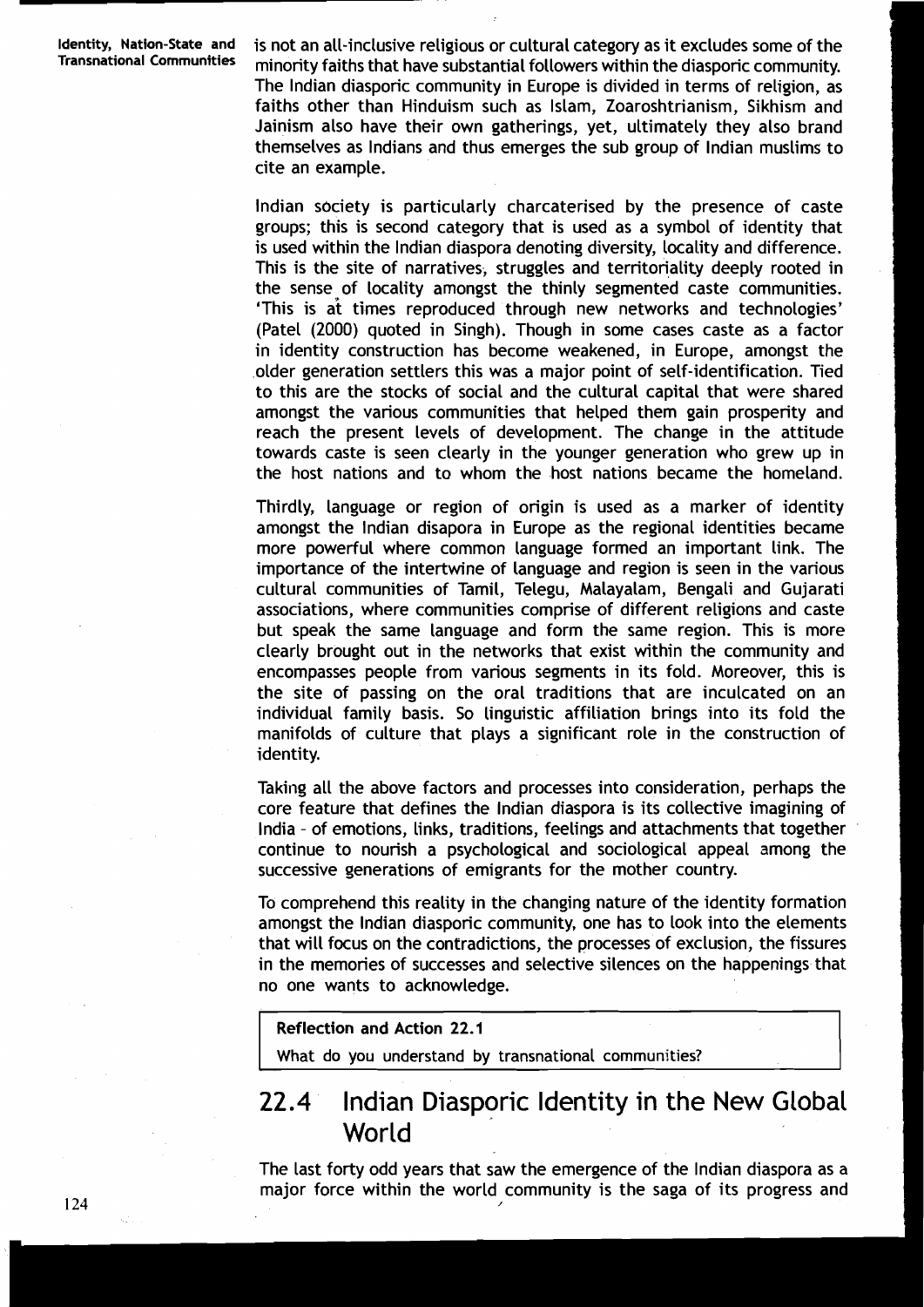is not an all-inclusive religious or cultural category as it excludes some of the minority faiths that have substantial followers within the diasporic community. The Indian diasporic community in Europe is divided in terms of religion, as faiths other than Hinduism such as Islam, Zoaroshtrianism, Sikhism and Jainism also have their own gatherings, yet, ultimately they also brand themselves as Indians and thus emerges the sub group of Indian muslims to cite an example.

Indian society is particularly charcaterised by the presence of caste groups; this is second category that is used as a symbol of identity that is used within the Indian diaspora denoting diversity, locality and difference. This is the site of narratives, struggles and territoriality deeply rooted in the sense of locality amongst the thinly segmented caste communities. 'This is at times reproduced through new networks and technologies' (Patel (2000) quoted in Singh). Though in some cases caste as a factor in identity construction has become weakened, in Europe, amongst the older generation settlers this was a major point of self-identification. Tied to this are the stocks of social and the cultural capital that were shared amongst the various communities that helped them gain prosperity and reach the present levels of development. The change in the attitude towards caste is seen clearly in the younger generation who grew up in the host nations and to whom the host nations became the homeland.

Thirdly, language or region of origin is used as a marker of identity amongst the Indian disapora in Europe as the regional identities became more powerful where common language formed an important link. The importance of the intertwine of language and region is seen in the various cultural communities of Tamil, Telegu, Malayalam, Bengali and Gujarati associations, where communities comprise of different religions and caste but speak the same language and form the same region. This is more clearly brought out in the networks that exist within the community and encompasses people from various segments in its fold. Moreover, this is the site of passing on the oral traditions that are inculcated on an individual family basis. So linguistic affiliation brings into its fold the manifolds of culture that plays a significant role in the construction of identity.

Taking all the above factors and processes into consideration, perhaps the core feature that defines the Indian diaspora is its collective imagining of India - of emotions, links, traditions, feelings and attachments that together continue to nourish a psychological and sociological appeal among the successive generations of emigrants for the mother country.

To comprehend this reality in the changing nature of the identity formation amongst the Indian diasporic community, one has to look into the elements that will focus on the contradictions, the processes of exclusion, the fissures in the memories of successes and selective silences on the happenings that no one wants to acknowledge.

**Reflection and Action 22.1**

What do you understand by transnational communities?

## 22.4 Indian Diasporic Identity in the New Global World

The last forty odd years that saw the emergence of the Indian diaspora as a major force within the world community is the saga of its progress and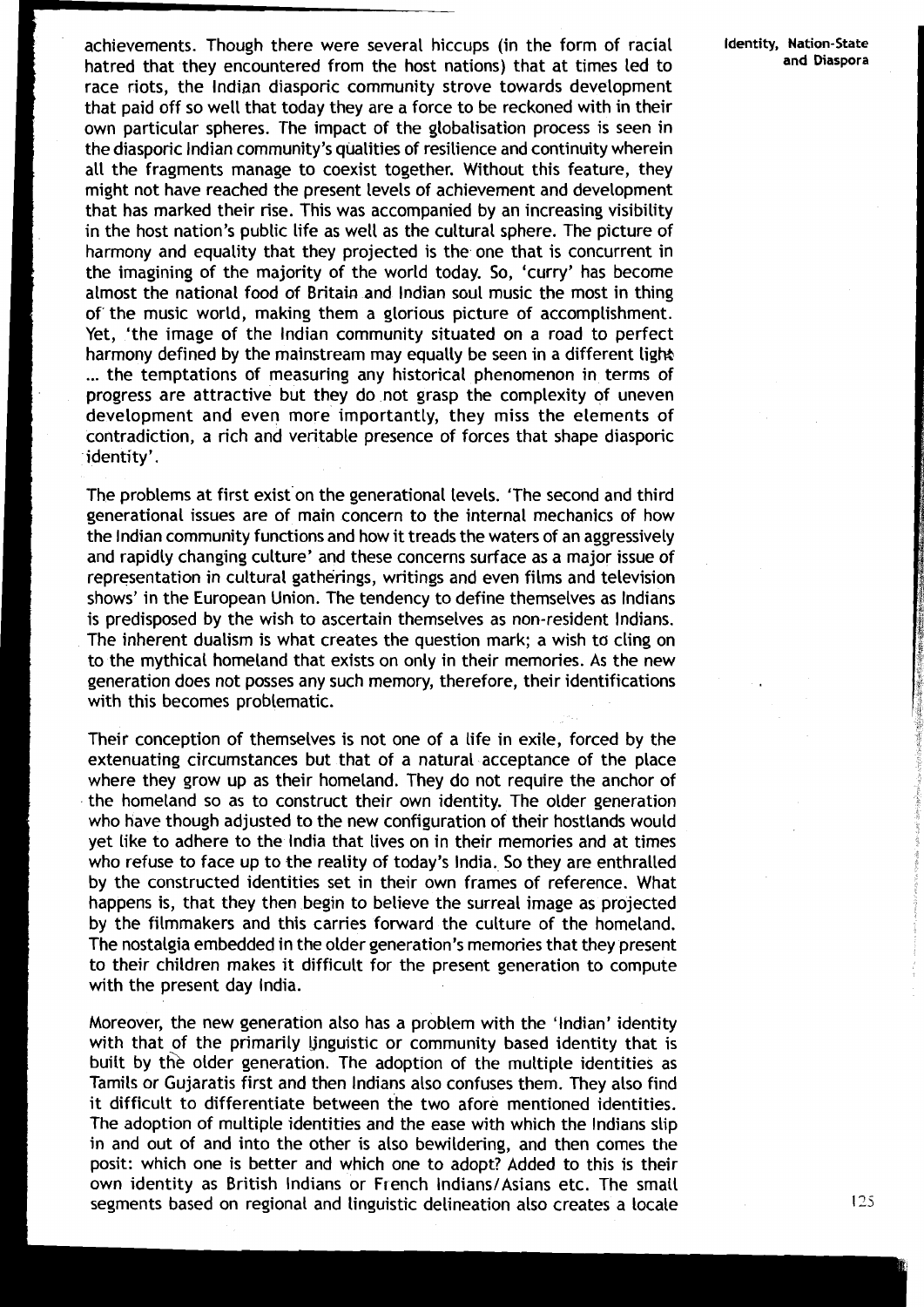achievements. Though there were several hiccups (in the form of racial hatred that they encountered from the host nations) that at times led to race riots, the Indian diasporic community strove towards development that paid off so well that today they are a force to be reckoned with in their own particular spheres. The impact of the globalisation process is seen in the diasporic Indian community's qualities of resilience and continuity wherein all the fragments manage to coexist together. Without this feature, they might not have reached the present levels of achievement and development that has marked their rise. This was accompanied by an increasing visibility in the host nation's public life as well as the cultural sphere. The picture of harmony and equality that they projected is the one that is concurrent in the imagining of the majority of the world today. So, 'curry' has become almost the national food of Britain and Indian soul music the most in thing of the music world, making them a glorious picture of accomplishment. Yet, 'the image of the Indian community situated on a road to perfect harmony defined by the mainstream may equally be seen in a different light ... the temptations of measuring any historical phenomenon in terms of progress are attractive but they do not grasp the complexity of uneven development and even more importantly, they miss the elements of contradiction, a rich and veritable presence of forces that shape diasporic identity'.

The problems at first exist on the generational levels. 'The second and third generational issues are of main concern to the internal mechanics of how the Indian community functions and how it treads the waters of an aggressively and rapidly changing culture' and these concerns surface as a major issue of representation in cultural gatherings, writings and even films and television shows' in the European Union. The tendency to define themselves as Indians is predisposed by the wish to ascertain themselves as non-resident Indians. The inherent dualism is what creates the question mark; a wish to cling on to the mythical homeland that exists on only in their memories. As the new generation does not posses any such memory, therefore, their identifications with this becomes problematic.

Their conception of themselves is not one of a life in exile, forced by the extenuating circumstances but that of a natural acceptance of the place where they grow up as their homeland. They do not require the anchor of the homeland so as to construct their own identity. The older generation who have though adjusted to the new configuration of their hostlands would yet like to adhere to the India that lives on in their memories and at times who refuse to face up to the reality of today's India. So they are enthralled by the constructed identities set in their own frames of reference. What happens is, that they then begin to believe the surreal image as projected by the filmmakers and this carries forward the culture of the homeland. The nostalgia embedded in the older generation's memories that they present to their children makes it difficult for the present generation to compute with the present day India.

Moreover, the new generation also has a problem with the 'Indian' identity with that of the primarily linguistic or community based identity that is built by the older generation. The adoption of the multiple identities as Tamils or Gujaratis first and then Indians also confuses them. They also find it difficult to differentiate between the two afore mentioned identities. The adoption of multiple identities and the ease with which the Indians slip in and out of and into the other is also bewildering, and then comes the posit: which one is better and which one to adopt? Added to this is their own identity as British Indians or French Indians/Asians etc. The small segments based on regional and linguistic delineation also creates a locale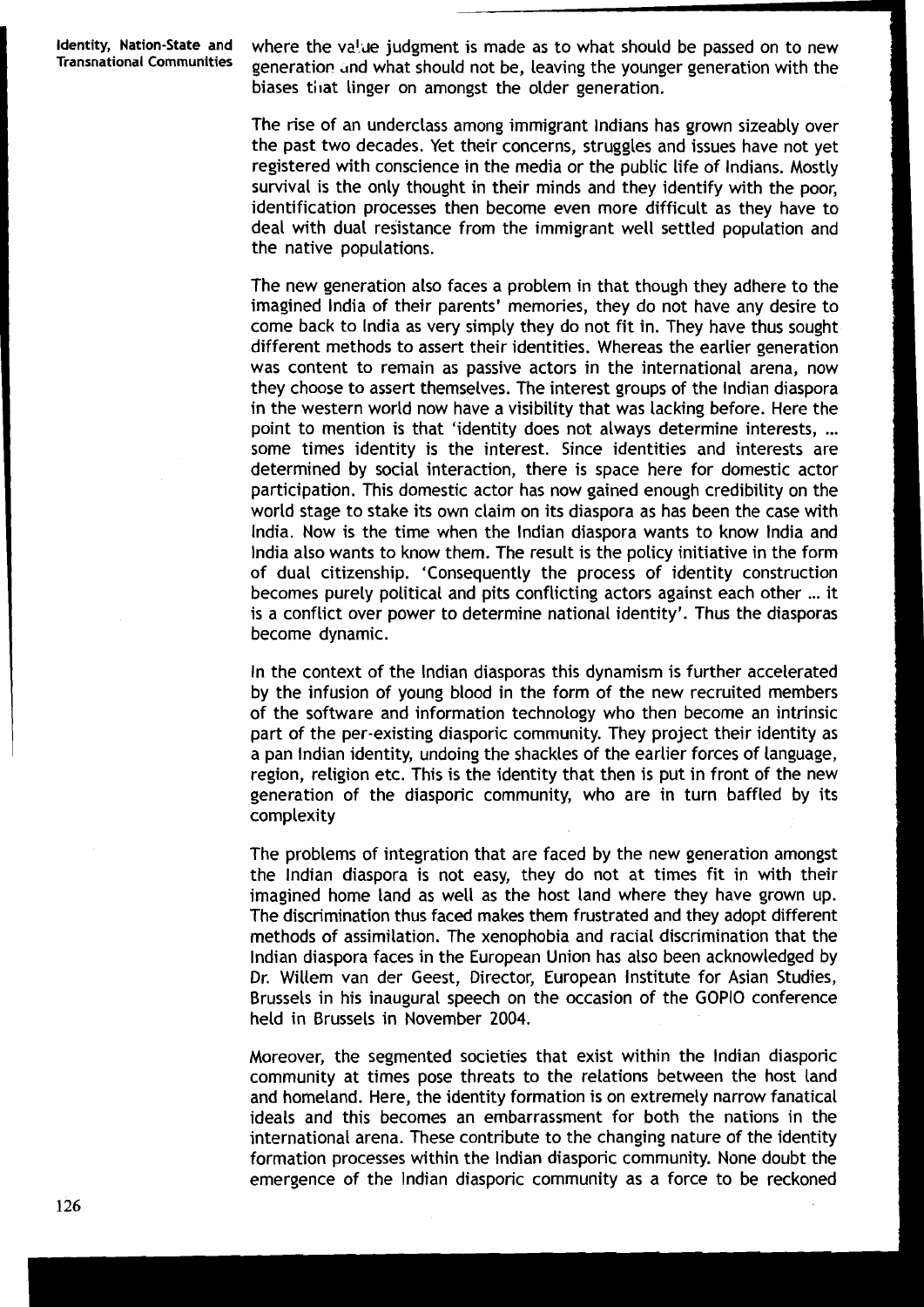where the value judgment is made as to what should be passed on to new generation and what should not be, leaving the younger generation with the biases that linger on amongst the older generation.

The rise of an underclass among immigrant Indians has grown sizeably over the past two decades. Yet their concerns, struggles and issues have not yet registered with conscience in the media or the public life of Indians. Mostly survival is the only thought in their minds and they identify with the poor, identification processes then become even more difficult as they have to deal with dual resistance from the immigrant well settled population and the native populations.

The new generation also faces a problem in that though they adhere to the imagined India of their parents' memories, they do not have any desire to come back to India as very simply they do not fit in. They have thus sought different methods to assert their identities. Whereas the earlier generation was content to remain as passive actors in the international arena, now they choose to assert themselves. The interest groups of the Indian diaspora in the western world now have a visibility that was lacking before. Here the point to mention is that 'identity does not always determine interests, ... some times identity is the interest. Since identities and interests are determined by social interaction, there is space here for domestic actor participation. This domestic actor has now gained enough credibility on the world stage to stake its own claim on its diaspora as has been the case with India. Now is the time when the Indian diaspora wants to know India and India also wants to know them. The result is the policy initiative in the form of dual citizenship. 'Consequently the process of identity construction becomes purely political and pits conflicting actors against each other ... it is a conflict over power to determine national identity'. Thus the diasporas become dynamic.

In the context of the Indian diasporas this dynamism is further accelerated by the infusion of young blood in the form of the new recruited members of the software and information technology who then become an intrinsic part of the per-existing diasporic community. They project their identity as a pan Indian identity, undoing the shackles of the earlier forces of language, region, religion etc. This is the identity that then is put in front of the new generation of the diasporic community, who are in turn baffled by its complexity

The problems of integration that are faced by the new generation amongst the Indian diaspora is not easy, they do not at times fit in with their imagined home land as well as the host land where they have grown up. The discrimination thus faced makes them frustrated and they adopt different methods of assimilation. The xenophobia and racial discrimination that the Indian diaspora faces in the European Union has also been acknowledged by Dr. Willem van der Geest, Director, European Institute for Asian Studies, Brussels in his inaugural speech on the occasion of the GOPIO conference held in Brussels in November 2004.

Moreover, the segmented societies that exist within the Indian diasporic community at times pose threats to the relations between the host land and homeland. Here, the identity formation is on extremely narrow fanatical ideals and this becomes an embarrassment for both the nations in the international arena. These contribute to the changing nature of the identity formation processes within the Indian diasporic community. None doubt the emergence of the Indian diasporic community as a force to be reckoned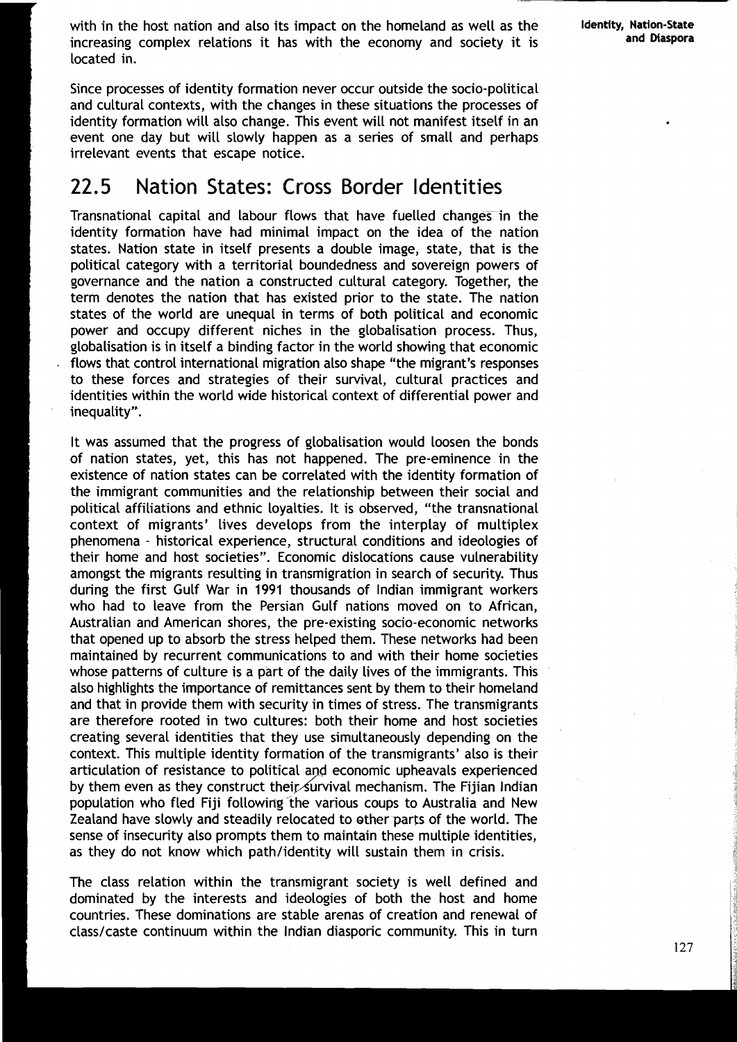with in the host nation and also its impact on the homeland as well as the increasing complex relations it has with the economy and society it is located in.

Since processes of identity formation never occur outside the socio-political and cultural contexts, with the changes in these situations the processes of identity formation will also change. This event will not manifest itself in an event one day but will slowly happen as a series of small and perhaps irrelevant events that escape notice.

## 22.5 Nation States: Cross Border Identities

Transnational capital and labour flows that have fuelled changes in the identity formation have had minimal impact on the idea of the nation states. Nation state in itself presents a double image, state, that is the political category with a territorial boundedness and sovereign powers of governance and the nation a constructed cultural category. Together, the term denotes the nation that has existed prior to the state. The nation states of the world are unequal in terms of both political and economic power and occupy different niches in the globalisation process. Thus, globalisation is in itself a binding factor in the world showing that economic flows that control international migration also shape "the migrant's responses to these forces and strategies of their survival, cultural practices and identities within the world wide historical context of differential power and inequality".

It was assumed that the progress of globalisation would loosen the bonds of nation states, yet, this has not happened. The pre-eminence in the existence of nation states can be correlated with the identity formation of the immigrant communities and the relationship between their social and political affiliations and ethnic loyalties. It is observed, "the transnational context of migrants' lives develops from the interplay of multiplex phenomena - historical experience, structural conditions and ideologies of their home and host societies". Economic dislocations cause vulnerability amongst the migrants resulting in transmigration in search of security. Thus during the first Gulf War in 1991 thousands of Indian immigrant workers who had to leave from the Persian Gulf nations moved on to African, Australian and American shores, the pre-existing socio-economic networks that opened up to absorb the stress helped them. These networks had been maintained by recurrent communications to and with their home societies whose patterns of culture is a part of the daily lives of the immigrants. This also highlights the importance of remittances sent by them to their homeland and that in provide them with security in times of stress. The transmigrants are therefore rooted in two cultures: both their home and host societies creating several identities that they use simultaneously depending on the context. This multiple identity formation of the transmigrants' also is their articulation of resistance to political and economic upheavals experienced by them even as they construct their survival mechanism. The Fijian Indian population who fled Fiji following the various coups to Australia and New Zealand have slowly and steadily relocated to other parts of the world. The sense of insecurity also prompts them to maintain these multiple identities, as they do not know which path/identity will sustain them in crisis.

The class relation within the transmigrant society is well defined and dominated by the interests and ideologies of both the host and home countries. These dominations are stable arenas of creation and renewal of class/caste continuum within the Indian diasporic community. This in turn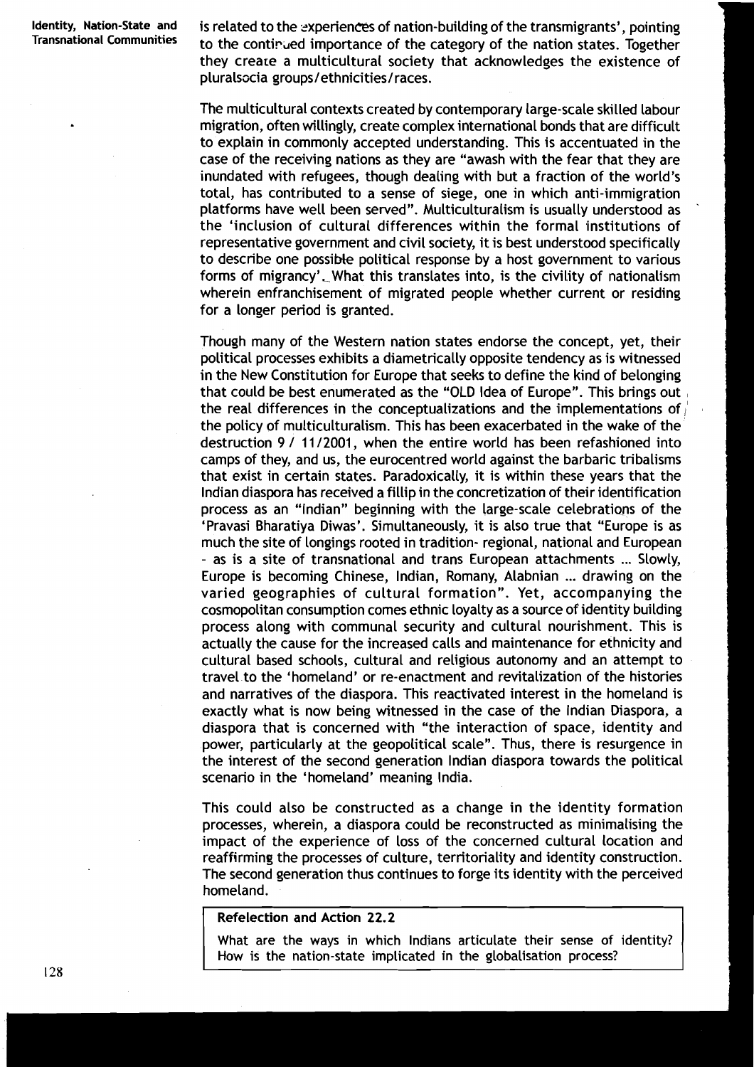is related to the experiences of nation-building of the transmigrants', pointing to the continued importance of the category of the nation states. Together they create a multicultural society that acknowledges the existence of pluralsocia groups/ethnicities/races.

The multicultural contexts created by contemporary large-scale skilled labour migration, often willingly, create complex international bonds that are difficult to explain in commonly accepted understanding. This is accentuated in the case of the receiving nations as they are "awash with the fear that they are inundated with refugees, though dealing with but a fraction of the world's total, has contributed to a sense of siege, one in which anti-immigration platforms have well been served". Multiculturalism is usually understood as the 'inclusion of cultural differences within the formal institutions of representative government and civil society, it is best understood specifically to describe one possible political response by a host government to various forms of migrancy'. What this translates into, is the civility of nationalism wherein enfranchisement of migrated people whether current or residing for a longer period is granted.

Though many of the Western nation states endorse the concept, yet, their political processes exhibits a diametrically opposite tendency as is witnessed in the New Constitution for Europe that seeks to define the kind of belonging that could be best enumerated as the "OLD Idea of Europe". This brings out the real differences in the conceptualizations and the implementations of the policy of multiculturalism. This has been exacerbated in the wake of the destruction 9 / 11/2001, when the entire world has been refashioned into camps of they, and us, the eurocentred world against the barbaric tribalisms that exist in certain states. Paradoxically, it is within these years that the Indian diaspora has received a fillip in the concretization of their identification process as an "Indian" beginning with the large-scale celebrations of the 'Pravasi Bharatiya Diwas'. Simultaneously, it is also true that "Europe is as much the site of longings rooted in tradition- regional, national and European - as is a site of transnational and trans European attachments ... Slowly, Europe is becoming Chinese, Indian, Romany, Alabnian ... drawing on the varied geographies of cultural formation". Yet, accompanying the cosmopolitan consumption comes ethnic loyalty as a source of identity building process along with communal security and cultural nourishment. This is actually the cause for the increased calls and maintenance for ethnicity and cultural based schools, cultural and religious autonomy and an attempt to travel to the 'homeland' or re-enactment and revitalization of the histories and narratives of the diaspora. This reactivated interest in the homeland is exactly what is now being witnessed in the case of the Indian Diaspora, a diaspora that is concerned with "the interaction of space, identity and power, particularly at the geopolitical scale". Thus, there is resurgence in the interest of the second generation Indian diaspora towards the political scenario in the 'homeland' meaning India.

This could also be constructed as a change in the identity formation processes, wherein, a diaspora could be reconstructed as minimalising the impact of the experience of loss of the concerned cultural location and reaffirming the processes of culture, territoriality and identity construction. The second generation thus continues to forge its identity with the perceived homeland.

**Refelection and Action 22.2**

What are the ways in which Indians articulate their sense of identity? How is the nation-state implicated in the globalisation process?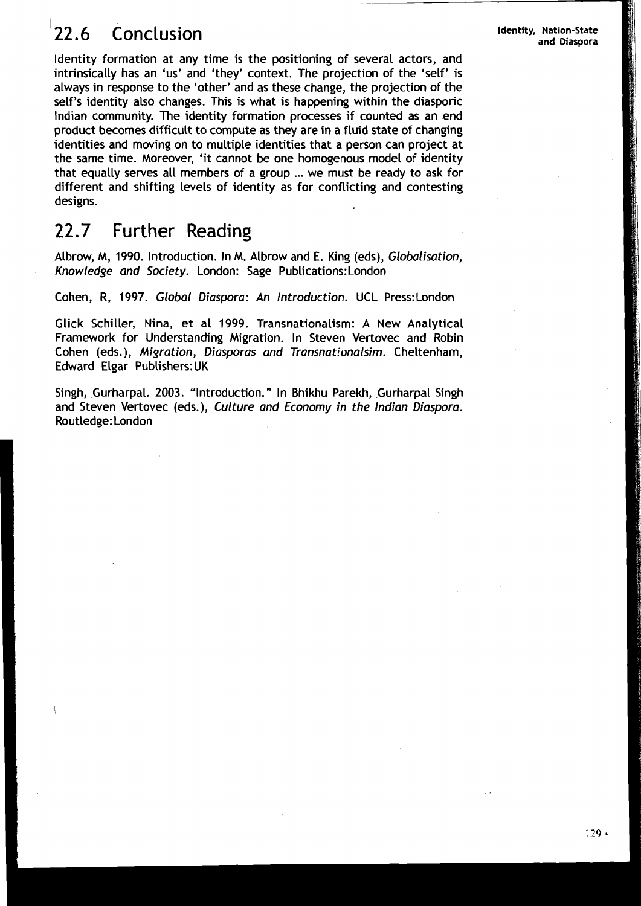## 22.6 Conclusion

Identity formation at any time is the positioning of several actors, and intrinsically has an 'us' and 'they' context. The projection of the 'self' is always in response to the 'other' and as these change, the projection of the self's identity also changes. This is what is happening within the diasporic Indian community. The identity formation processes if counted as an end product becomes difficult to compute as they are in a fluid state of changing identities and moving on to multiple identities that a person can project at the same time. Moreover, 'it cannot be one homogenous model of identity that equally serves all members of a group ... we must be ready to ask for different and shifting levels of identity as for conflicting and contesting designs.

## 22.7 Further Reading

Albrow, M, 1990. Introduction. In M. Albrow and E. King (eds), *Globalisation, Knowledge and Society*. London: Sage Publications:London

Cohen, R, 1997. *Global Diaspora: An Introduction*. UCL Press:London

Glick Schiller, Nina, et al 1999. Transnationalism: A New Analytical Framework for Understanding Migration. In Steven Vertovec and Robin Cohen (eds.), *Migration, Diasporas and Transnationalsim*. Cheltenham, Edward Elgar Publishers:UK

Singh, Gurharpal. 2003. "Introduction." In Bhikhu Parekh, Gurharpal Singh and Steven Vertovec (eds.), *Culture and Economy in the Indian Diaspora*. Routledge:London